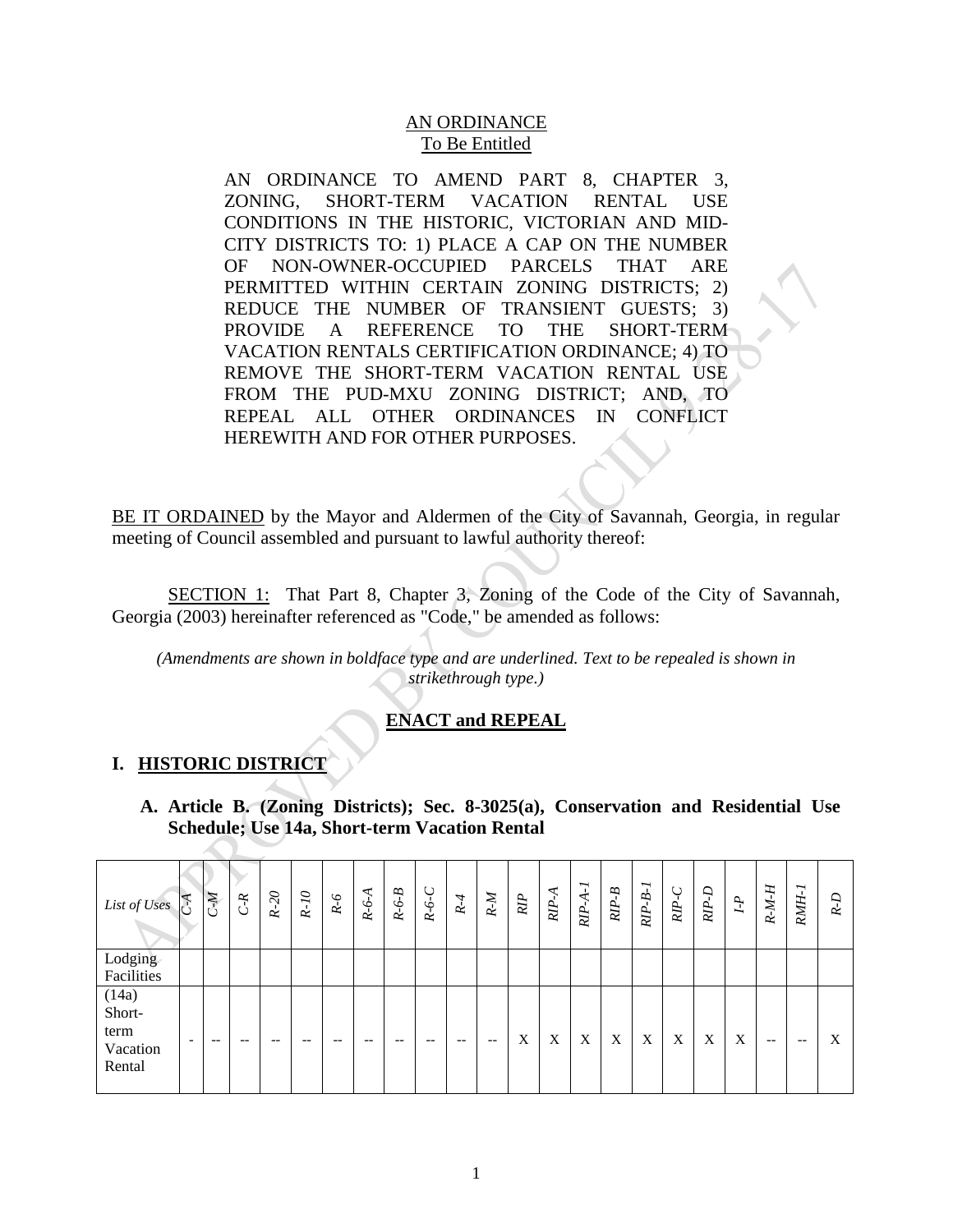AN ORDINANCE
To Be Entitled

AN ORDINANCE TO AMEND PART 8, CHAPTER 3, ZONING, SHORT-TERM VACATION RENTAL USE CONDITIONS IN THE HISTORIC, VICTORIAN AND MID-CITY DISTRICTS TO: 1) PLACE A CAP ON THE NUMBER OF NON-OWNER-OCCUPIED PARCELS THAT ARE PERMITTED WITHIN CERTAIN ZONING DISTRICTS; 2) REDUCE THE NUMBER OF TRANSIENT GUESTS; 3) PROVIDE A REFERENCE TO THE SHORT-TERM VACATION RENTALS CERTIFICATION ORDINANCE; 4) TO REMOVE THE SHORT-TERM VACATION RENTAL USE FROM THE PUD-MXU ZONING DISTRICT; AND, TO REPEAL ALL OTHER ORDINANCES IN CONFLICT HEREWITH AND FOR OTHER PURPOSES.

BE IT ORDAINED by the Mayor and Aldermen of the City of Savannah, Georgia, in regular meeting of Council assembled and pursuant to lawful authority thereof:

SECTION 1: That Part 8, Chapter 3, Zoning of the Code of the City of Savannah, Georgia (2003) hereinafter referenced as "Code," be amended as follows:

*(Amendments are shown in boldface type and are underlined. Text to be repealed is shown in strikethrough type.)*

**ENACT and REPEAL**

## I. HISTORIC DISTRICT

**A. Article B. (Zoning Districts); Sec. 8-3025(a), Conservation and Residential Use Schedule; Use 14a, Short-term Vacation Rental**

| List of Uses | C-A | C-M | C-R | R-20 | R-10 | R-6 | R-6-A | R-6-B | R-6-C | R-4 | R-M | RIP | RIP-A | RIP-A-1 | RIP-B | RIP-B-1 | RIP-C | RIP-D | I-P | R-M-H | RMH-1 | R-D |
|---|---|---|---|---|---|---|---|---|---|---|---|---|---|---|---|---|---|---|---|---|---|---|
| Lodging Facilities | | | | | | | | | | | | | | | | | | | | | | |
| (14a) Short-term Vacation Rental | - | -- | -- | -- | -- | -- | -- | -- | -- | -- | -- | X | X | X | X | X | X | X | X | -- | -- | X |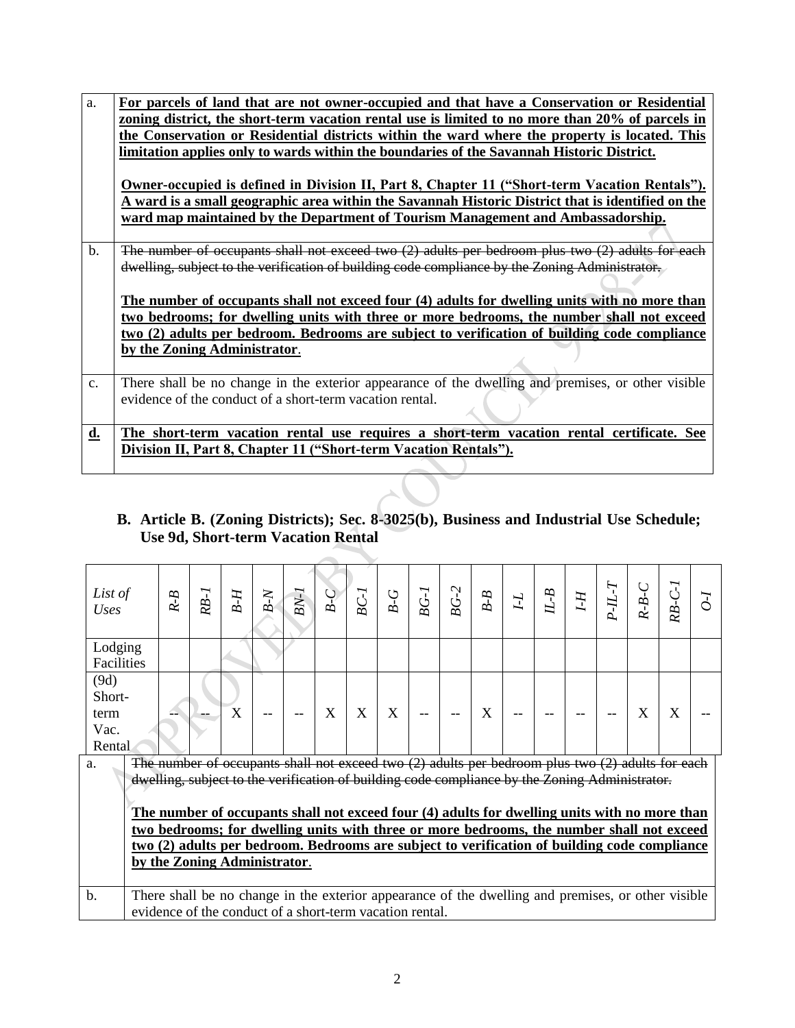| | |
|---|---|
| a. | **For parcels of land that are not owner-occupied and that have a Conservation or Residential zoning district, the short-term vacation rental use is limited to no more than 20% of parcels in the Conservation or Residential districts within the ward where the property is located. This limitation applies only to wards within the boundaries of the Savannah Historic District.**<br><br>**Owner-occupied is defined in Division II, Part 8, Chapter 11 ("Short-term Vacation Rentals"). A ward is a small geographic area within the Savannah Historic District that is identified on the ward map maintained by the Department of Tourism Management and Ambassadorship.** |
| b. | ~~The number of occupants shall not exceed two (2) adults per bedroom plus two (2) adults for each dwelling, subject to the verification of building code compliance by the Zoning Administrator.~~<br><br>**The number of occupants shall not exceed four (4) adults for dwelling units with no more than two bedrooms; for dwelling units with three or more bedrooms, the number shall not exceed two (2) adults per bedroom. Bedrooms are subject to verification of building code compliance by the Zoning Administrator**. |
| c. | There shall be no change in the exterior appearance of the dwelling and premises, or other visible evidence of the conduct of a short-term vacation rental. |
| **d.** | **The short-term vacation rental use requires a short-term vacation rental certificate. See Division II, Part 8, Chapter 11 ("Short-term Vacation Rentals").** |

**B. Article B. (Zoning Districts); Sec. 8-3025(b), Business and Industrial Use Schedule; Use 9d, Short-term Vacation Rental**

| *List of Uses* | *R-B* | *RB-1* | *B-H* | *B-N* | *BN-1* | *B-C* | *BC-1* | *B-G* | *BG-1* | *BG-2* | *B-B* | *I-L* | *IL-B* | *I-H* | *P-IL-T* | *R-B-C* | *RB-C-1* | *O-I* |
|---|---|---|---|---|---|---|---|---|---|---|---|---|---|---|---|---|---|---|
| Lodging Facilities | | | | | | | | | | | | | | | | | | |
| (9d) Short-term Vac. Rental | -- | -- | X | -- | -- | X | X | X | -- | -- | X | -- | -- | -- | -- | X | X | -- |

| | |
|---|---|
| a. | ~~The number of occupants shall not exceed two (2) adults per bedroom plus two (2) adults for each dwelling, subject to the verification of building code compliance by the Zoning Administrator.~~<br><br>**The number of occupants shall not exceed four (4) adults for dwelling units with no more than two bedrooms; for dwelling units with three or more bedrooms, the number shall not exceed two (2) adults per bedroom. Bedrooms are subject to verification of building code compliance by the Zoning Administrator**. |
| b. | There shall be no change in the exterior appearance of the dwelling and premises, or other visible evidence of the conduct of a short-term vacation rental. |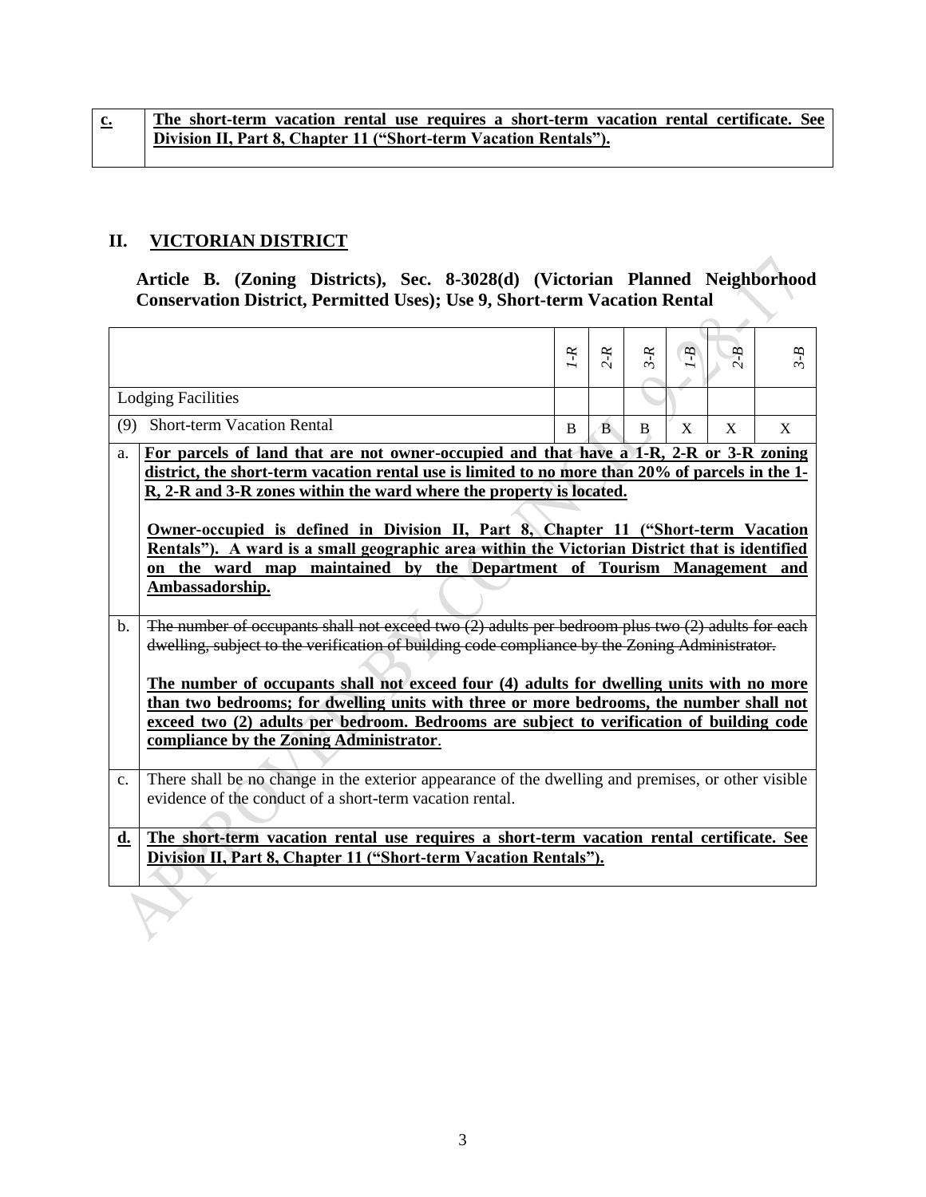| **c.** | **The short-term vacation rental use requires a short-term vacation rental certificate. See Division II, Part 8, Chapter 11 ("Short-term Vacation Rentals").** |
|---|---|

## II. VICTORIAN DISTRICT

**Article B. (Zoning Districts), Sec. 8-3028(d) (Victorian Planned Neighborhood Conservation District, Permitted Uses); Use 9, Short-term Vacation Rental**

| | | *1-R* | *2-R* | *3-R* | *1-B* | *2-B* | *3-B* |
|---|---|---|---|---|---|---|---|
| Lodging Facilities | | | | | | | |
| (9) Short-term Vacation Rental | | B | B | B | X | X | X |
| a. | **For parcels of land that are not owner-occupied and that have a 1-R, 2-R or 3-R zoning district, the short-term vacation rental use is limited to no more than 20% of parcels in the 1-R, 2-R and 3-R zones within the ward where the property is located.** <br><br> **Owner-occupied is defined in Division II, Part 8, Chapter 11 ("Short-term Vacation Rentals"). A ward is a small geographic area within the Victorian District that is identified on the ward map maintained by the Department of Tourism Management and Ambassadorship.** | | | | | | |
| b. | ~~The number of occupants shall not exceed two (2) adults per bedroom plus two (2) adults for each dwelling, subject to the verification of building code compliance by the Zoning Administrator.~~ <br><br> **The number of occupants shall not exceed four (4) adults for dwelling units with no more than two bedrooms; for dwelling units with three or more bedrooms, the number shall not exceed two (2) adults per bedroom. Bedrooms are subject to verification of building code compliance by the Zoning Administrator**. | | | | | | |
| c. | There shall be no change in the exterior appearance of the dwelling and premises, or other visible evidence of the conduct of a short-term vacation rental. | | | | | | |
| **d.** | **The short-term vacation rental use requires a short-term vacation rental certificate. See Division II, Part 8, Chapter 11 ("Short-term Vacation Rentals").** | | | | | | |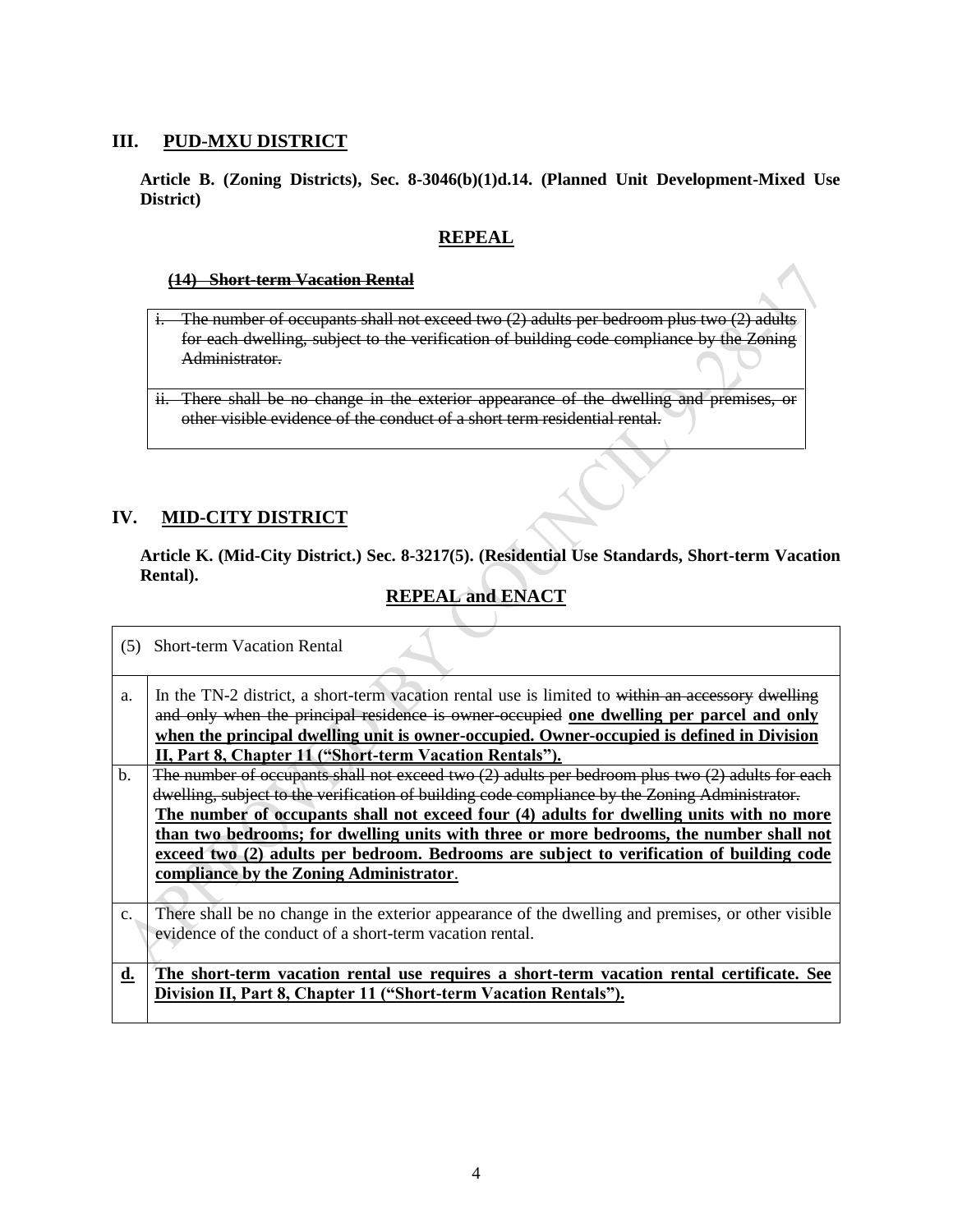## III. PUD-MXU DISTRICT

**Article B. (Zoning Districts), Sec. 8-3046(b)(1)d.14. (Planned Unit Development-Mixed Use District)**

### REPEAL

~~**(14) Short-term Vacation Rental**~~

| |
|---|
| ~~i. The number of occupants shall not exceed two (2) adults per bedroom plus two (2) adults for each dwelling, subject to the verification of building code compliance by the Zoning Administrator.~~ |
| ~~ii. There shall be no change in the exterior appearance of the dwelling and premises, or other visible evidence of the conduct of a short term residential rental.~~ |

## IV. MID-CITY DISTRICT

**Article K. (Mid-City District.) Sec. 8-3217(5). (Residential Use Standards, Short-term Vacation Rental).**

### REPEAL and ENACT

| (5) | Short-term Vacation Rental |
|---|---|
| a. | In the TN-2 district, a short-term vacation rental use is limited to ~~within an accessory dwelling and only when the principal residence is owner-occupied~~ **<u>one dwelling per parcel and only when the principal dwelling unit is owner-occupied. Owner-occupied is defined in Division II, Part 8, Chapter 11 ("Short-term Vacation Rentals").</u>** |
| b. | ~~The number of occupants shall not exceed two (2) adults per bedroom plus two (2) adults for each dwelling, subject to the verification of building code compliance by the Zoning Administrator.~~ **<u>The number of occupants shall not exceed four (4) adults for dwelling units with no more than two bedrooms; for dwelling units with three or more bedrooms, the number shall not exceed two (2) adults per bedroom. Bedrooms are subject to verification of building code compliance by the Zoning Administrator</u>**. |
| c. | There shall be no change in the exterior appearance of the dwelling and premises, or other visible evidence of the conduct of a short-term vacation rental. |
| **<u>d.</u>** | **<u>The short-term vacation rental use requires a short-term vacation rental certificate. See Division II, Part 8, Chapter 11 ("Short-term Vacation Rentals").</u>** |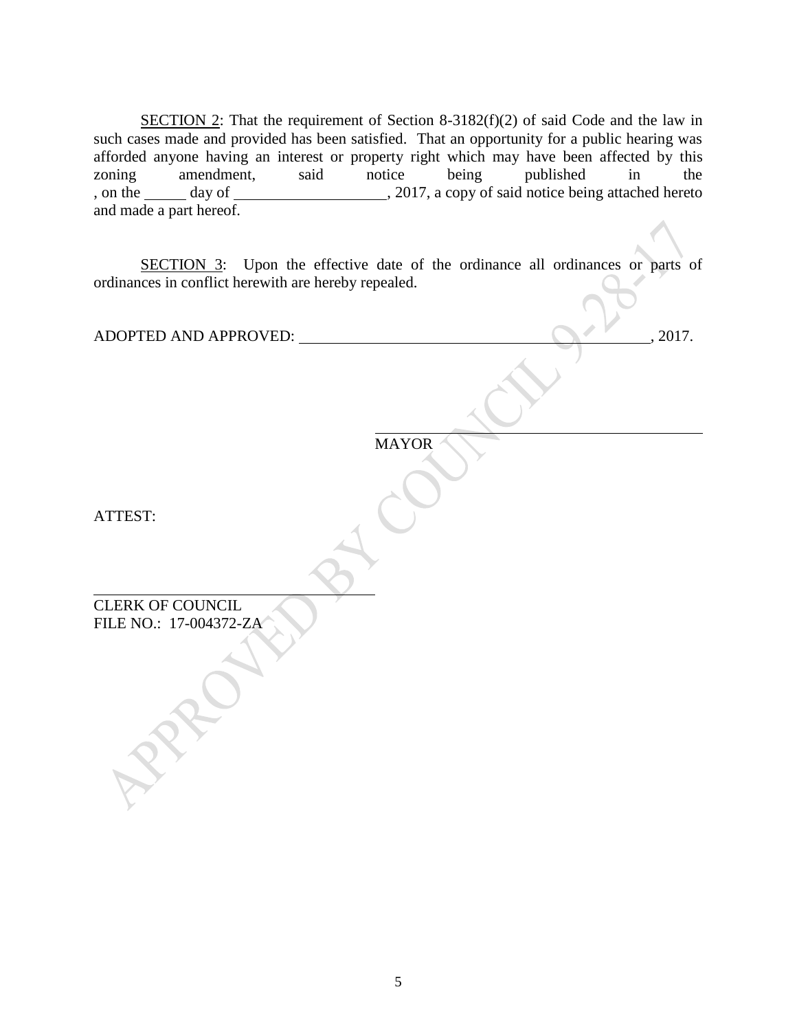SECTION 2: That the requirement of Section 8-3182(f)(2) of said Code and the law in such cases made and provided has been satisfied. That an opportunity for a public hearing was afforded anyone having an interest or property right which may have been affected by this zoning amendment, said notice being published in the , on the \_\_\_\_\_ day of \_\_\_\_\_\_\_\_\_\_\_\_\_\_\_\_\_\_\_\_, 2017, a copy of said notice being attached hereto and made a part hereof.

SECTION 3: Upon the effective date of the ordinance all ordinances or parts of ordinances in conflict herewith are hereby repealed.

ADOPTED AND APPROVED: \_\_\_\_\_\_\_\_\_\_\_\_\_\_\_\_\_\_\_\_\_\_\_\_\_\_\_\_\_\_\_\_\_\_\_\_\_\_\_\_\_\_\_\_, 2017.

\_\_\_\_\_\_\_\_\_\_\_\_\_\_\_\_\_\_\_\_\_\_\_\_\_\_\_\_\_\_\_\_\_\_\_\_\_\_\_\_

MAYOR

ATTEST:

\_\_\_\_\_\_\_\_\_\_\_\_\_\_\_\_\_\_\_\_\_\_\_\_\_\_\_\_\_\_\_\_\_\_\_\_

CLERK OF COUNCIL

FILE NO.: 17-004372-ZA

APPROVED BY COUNCIL 9-28-17